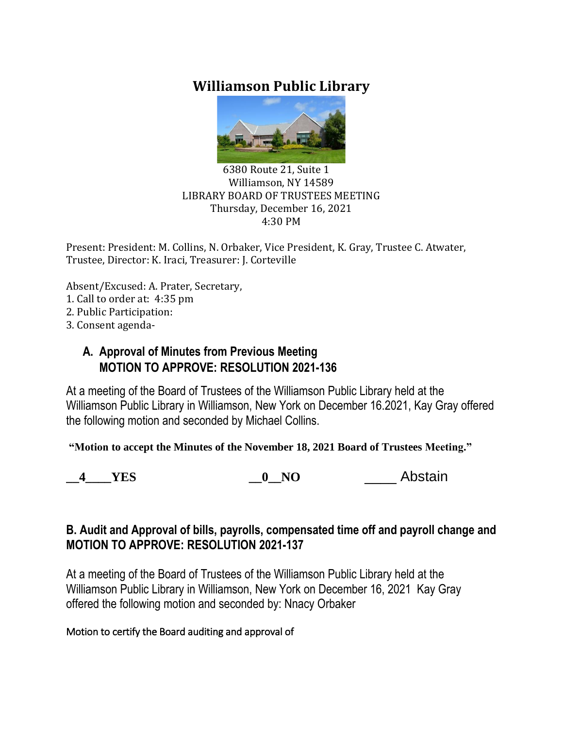# Williamson Public Library

6380 Route 21, Suite 1
Williamson, NY 14589
LIBRARY BOARD OF TRUSTEES MEETING
Thursday, December 16, 2021
4:30 PM

Present: President: M. Collins, N. Orbaker, Vice President, K. Gray, Trustee C. Atwater, Trustee, Director: K. Iraci, Treasurer: J. Corteville

Absent/Excused: A. Prater, Secretary,

1. Call to order at: 4:35 pm
2. Public Participation:
3. Consent agenda-

## A. Approval of Minutes from Previous Meeting MOTION TO APPROVE: RESOLUTION 2021-136

At a meeting of the Board of Trustees of the Williamson Public Library held at the Williamson Public Library in Williamson, New York on December 16.2021, Kay Gray offered the following motion and seconded by Michael Collins.

**"Motion to accept the Minutes of the November 18, 2021 Board of Trustees Meeting."**

**__4____YES** **__0__NO** _____ Abstain

## B. Audit and Approval of bills, payrolls, compensated time off and payroll change and MOTION TO APPROVE: RESOLUTION 2021-137

At a meeting of the Board of Trustees of the Williamson Public Library held at the Williamson Public Library in Williamson, New York on December 16, 2021 Kay Gray offered the following motion and seconded by: Nnacy Orbaker

Motion to certify the Board auditing and approval of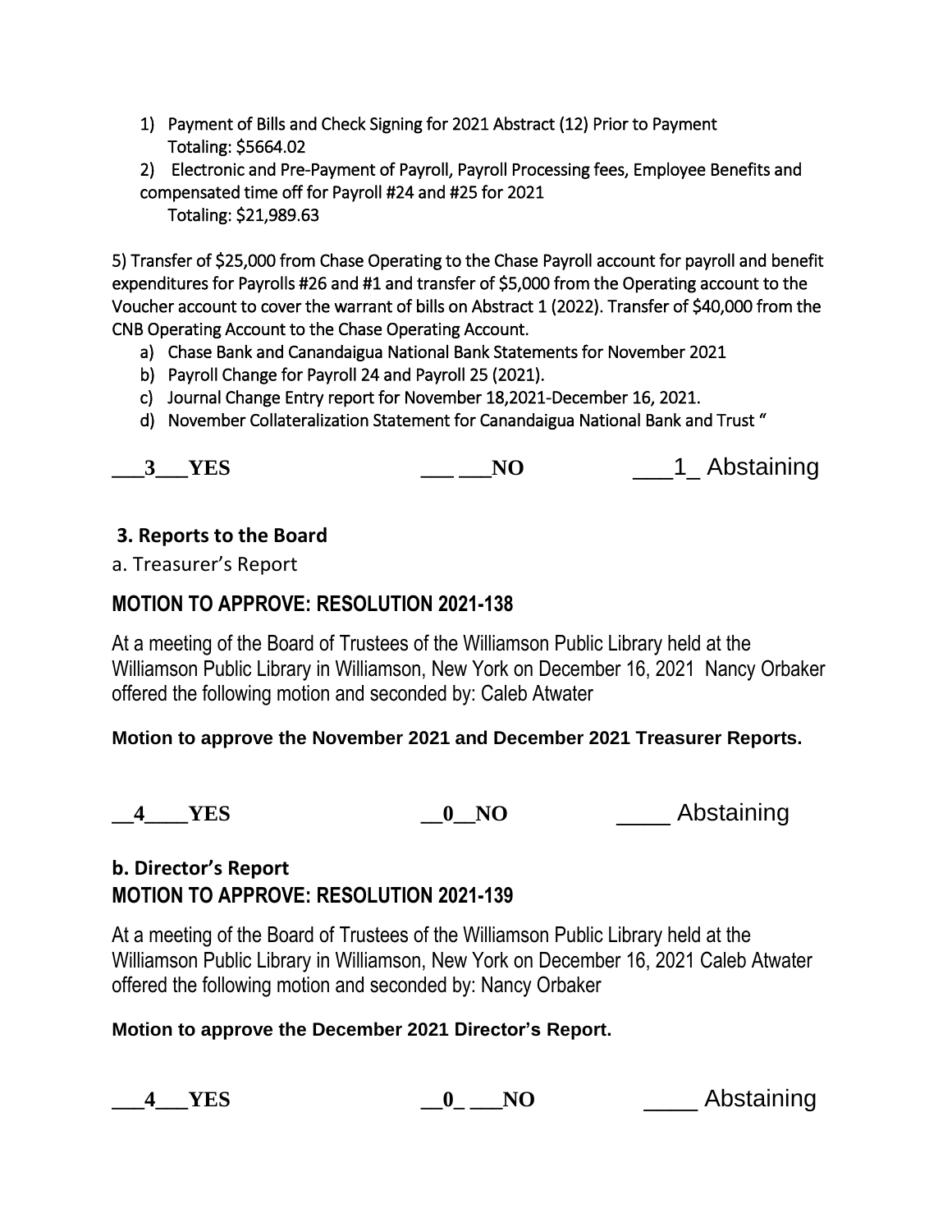1) Payment of Bills and Check Signing for 2021 Abstract (12) Prior to Payment
   Totaling: $5664.02

2) Electronic and Pre-Payment of Payroll, Payroll Processing fees, Employee Benefits and compensated time off for Payroll #24 and #25 for 2021
   Totaling: $21,989.63

5) Transfer of $25,000 from Chase Operating to the Chase Payroll account for payroll and benefit expenditures for Payrolls #26 and #1 and transfer of $5,000 from the Operating account to the Voucher account to cover the warrant of bills on Abstract 1 (2022). Transfer of $40,000 from the CNB Operating Account to the Chase Operating Account.

a) Chase Bank and Canandaigua National Bank Statements for November 2021
b) Payroll Change for Payroll 24 and Payroll 25 (2021).
c) Journal Change Entry report for November 18,2021-December 16, 2021.
d) November Collateralization Statement for Canandaigua National Bank and Trust "

**___3___YES** **___ ___NO** ___1_ Abstaining

### 3. Reports to the Board

a. Treasurer's Report

## MOTION TO APPROVE: RESOLUTION 2021-138

At a meeting of the Board of Trustees of the Williamson Public Library held at the Williamson Public Library in Williamson, New York on December 16, 2021 Nancy Orbaker offered the following motion and seconded by: Caleb Atwater

**Motion to approve the November 2021 and December 2021 Treasurer Reports.**

**__4____YES** **__0__NO** ____ Abstaining

### b. Director's Report

## MOTION TO APPROVE: RESOLUTION 2021-139

At a meeting of the Board of Trustees of the Williamson Public Library held at the Williamson Public Library in Williamson, New York on December 16, 2021 Caleb Atwater offered the following motion and seconded by: Nancy Orbaker

**Motion to approve the December 2021 Director's Report.**

**___4___YES** **__0_ ___NO** ____ Abstaining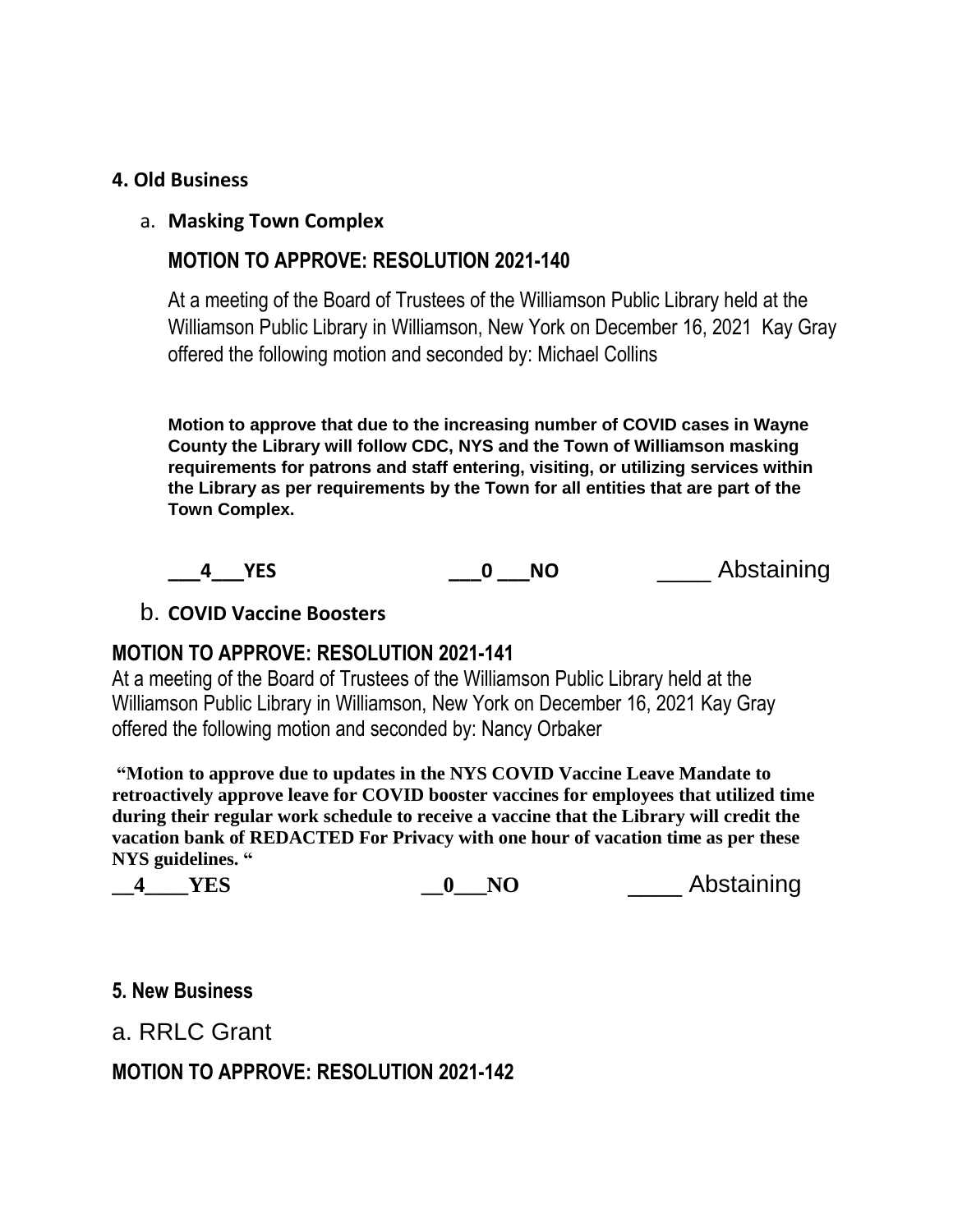**4. Old Business**

a. **Masking Town Complex**

**MOTION TO APPROVE: RESOLUTION 2021-140**

At a meeting of the Board of Trustees of the Williamson Public Library held at the Williamson Public Library in Williamson, New York on December 16, 2021 Kay Gray offered the following motion and seconded by: Michael Collins

**Motion to approve that due to the increasing number of COVID cases in Wayne County the Library will follow CDC, NYS and the Town of Williamson masking requirements for patrons and staff entering, visiting, or utilizing services within the Library as per requirements by the Town for all entities that are part of the Town Complex.**

**___4___YES** **___0 ___NO** ____ Abstaining

b. **COVID Vaccine Boosters**

**MOTION TO APPROVE: RESOLUTION 2021-141**

At a meeting of the Board of Trustees of the Williamson Public Library held at the Williamson Public Library in Williamson, New York on December 16, 2021 Kay Gray offered the following motion and seconded by: Nancy Orbaker

**"Motion to approve due to updates in the NYS COVID Vaccine Leave Mandate to retroactively approve leave for COVID booster vaccines for employees that utilized time during their regular work schedule to receive a vaccine that the Library will credit the vacation bank of REDACTED For Privacy with one hour of vacation time as per these NYS guidelines. "**

**__4____YES** **__0___NO** ____ Abstaining

**5. New Business**

a. RRLC Grant

**MOTION TO APPROVE: RESOLUTION 2021-142**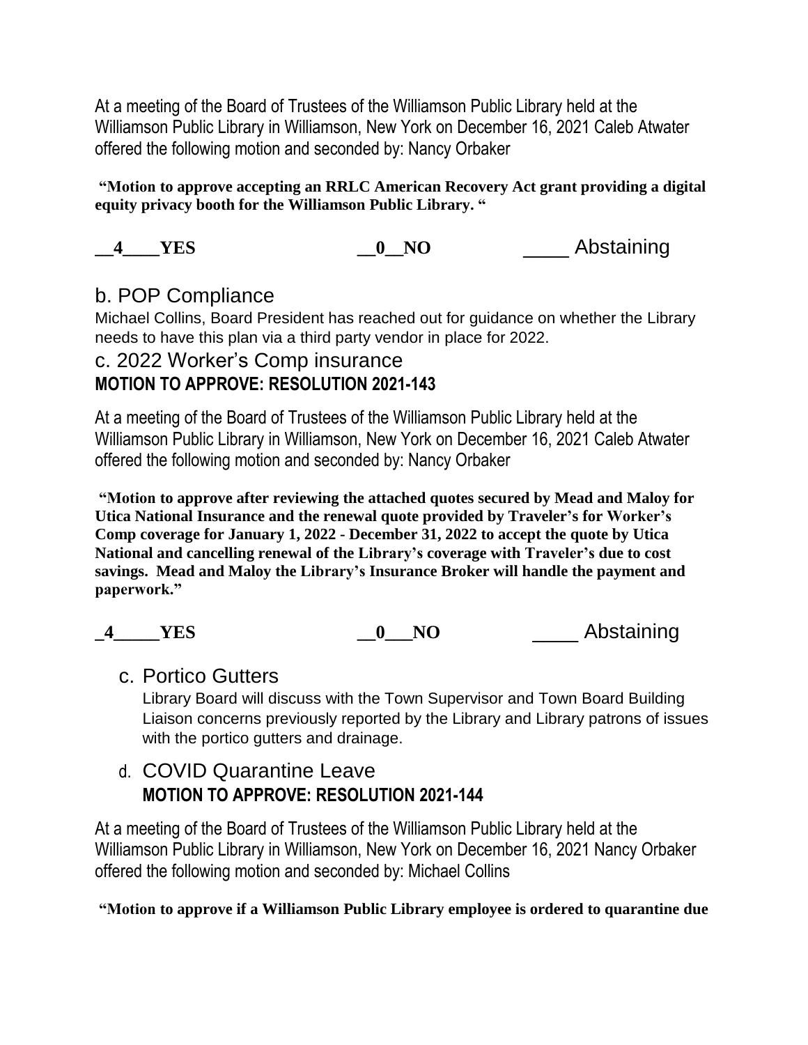At a meeting of the Board of Trustees of the Williamson Public Library held at the Williamson Public Library in Williamson, New York on December 16, 2021 Caleb Atwater offered the following motion and seconded by: Nancy Orbaker

**"Motion to approve accepting an RRLC American Recovery Act grant providing a digital equity privacy booth for the Williamson Public Library. "**

**__4____YES** **__0__NO** ____ Abstaining

## b. POP Compliance

Michael Collins, Board President has reached out for guidance on whether the Library needs to have this plan via a third party vendor in place for 2022.

## c. 2022 Worker's Comp insurance

**MOTION TO APPROVE: RESOLUTION 2021-143**

At a meeting of the Board of Trustees of the Williamson Public Library held at the Williamson Public Library in Williamson, New York on December 16, 2021 Caleb Atwater offered the following motion and seconded by: Nancy Orbaker

**"Motion to approve after reviewing the attached quotes secured by Mead and Maloy for Utica National Insurance and the renewal quote provided by Traveler's for Worker's Comp coverage for January 1, 2022 - December 31, 2022 to accept the quote by Utica National and cancelling renewal of the Library's coverage with Traveler's due to cost savings. Mead and Maloy the Library's Insurance Broker will handle the payment and paperwork."**

**_4_____YES** **__0___NO** ____ Abstaining

## c. Portico Gutters

Library Board will discuss with the Town Supervisor and Town Board Building Liaison concerns previously reported by the Library and Library patrons of issues with the portico gutters and drainage.

## d. COVID Quarantine Leave

**MOTION TO APPROVE: RESOLUTION 2021-144**

At a meeting of the Board of Trustees of the Williamson Public Library held at the Williamson Public Library in Williamson, New York on December 16, 2021 Nancy Orbaker offered the following motion and seconded by: Michael Collins

**"Motion to approve if a Williamson Public Library employee is ordered to quarantine due**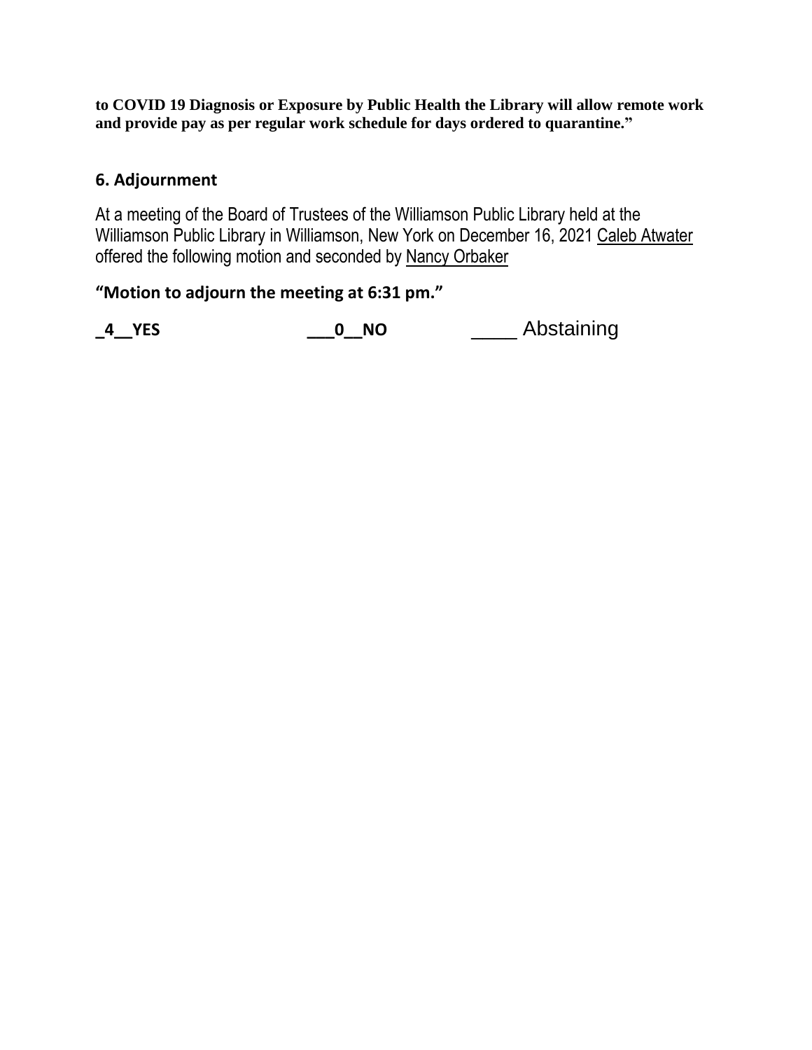**to COVID 19 Diagnosis or Exposure by Public Health the Library will allow remote work and provide pay as per regular work schedule for days ordered to quarantine."**

## 6. Adjournment

At a meeting of the Board of Trustees of the Williamson Public Library held at the Williamson Public Library in Williamson, New York on December 16, 2021 Caleb Atwater offered the following motion and seconded by Nancy Orbaker

**"Motion to adjourn the meeting at 6:31 pm."**

**_4__YES** **___0__NO** ____ Abstaining